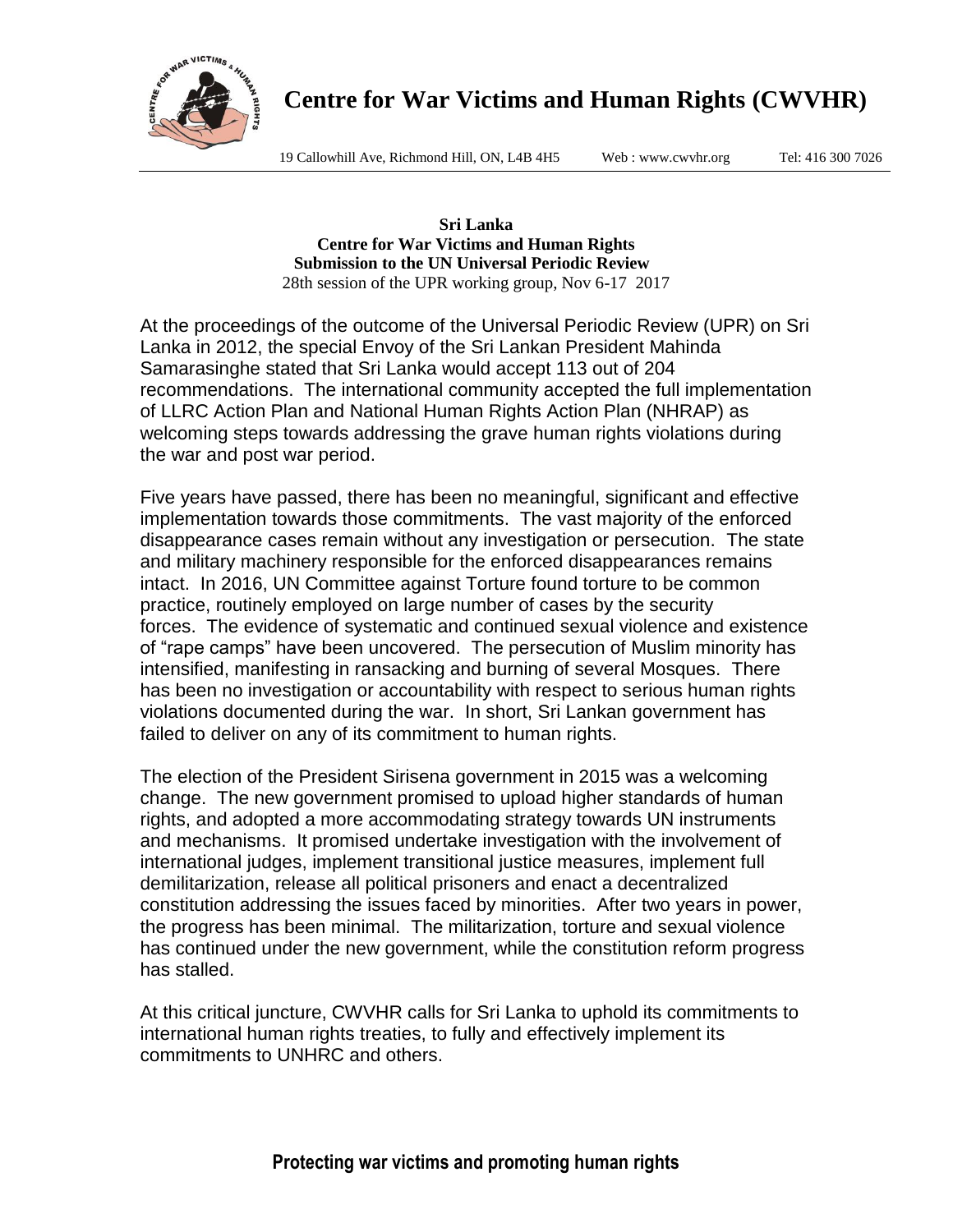# Centre for War Victims and Human Rights (CWVHR)

19 Callowhill Ave, Richmond Hill, ON, L4B 4H5 Web : www.cwvhr.org Tel: 416 300 7026

**Sri Lanka**
**Centre for War Victims and Human Rights**
**Submission to the UN Universal Periodic Review**
28th session of the UPR working group, Nov 6-17 2017

At the proceedings of the outcome of the Universal Periodic Review (UPR) on Sri Lanka in 2012, the special Envoy of the Sri Lankan President Mahinda Samarasinghe stated that Sri Lanka would accept 113 out of 204 recommendations. The international community accepted the full implementation of LLRC Action Plan and National Human Rights Action Plan (NHRAP) as welcoming steps towards addressing the grave human rights violations during the war and post war period.

Five years have passed, there has been no meaningful, significant and effective implementation towards those commitments. The vast majority of the enforced disappearance cases remain without any investigation or persecution. The state and military machinery responsible for the enforced disappearances remains intact. In 2016, UN Committee against Torture found torture to be common practice, routinely employed on large number of cases by the security forces. The evidence of systematic and continued sexual violence and existence of "rape camps" have been uncovered. The persecution of Muslim minority has intensified, manifesting in ransacking and burning of several Mosques. There has been no investigation or accountability with respect to serious human rights violations documented during the war. In short, Sri Lankan government has failed to deliver on any of its commitment to human rights.

The election of the President Sirisena government in 2015 was a welcoming change. The new government promised to upload higher standards of human rights, and adopted a more accommodating strategy towards UN instruments and mechanisms. It promised undertake investigation with the involvement of international judges, implement transitional justice measures, implement full demilitarization, release all political prisoners and enact a decentralized constitution addressing the issues faced by minorities. After two years in power, the progress has been minimal. The militarization, torture and sexual violence has continued under the new government, while the constitution reform progress has stalled.

At this critical juncture, CWVHR calls for Sri Lanka to uphold its commitments to international human rights treaties, to fully and effectively implement its commitments to UNHRC and others.

**Protecting war victims and promoting human rights**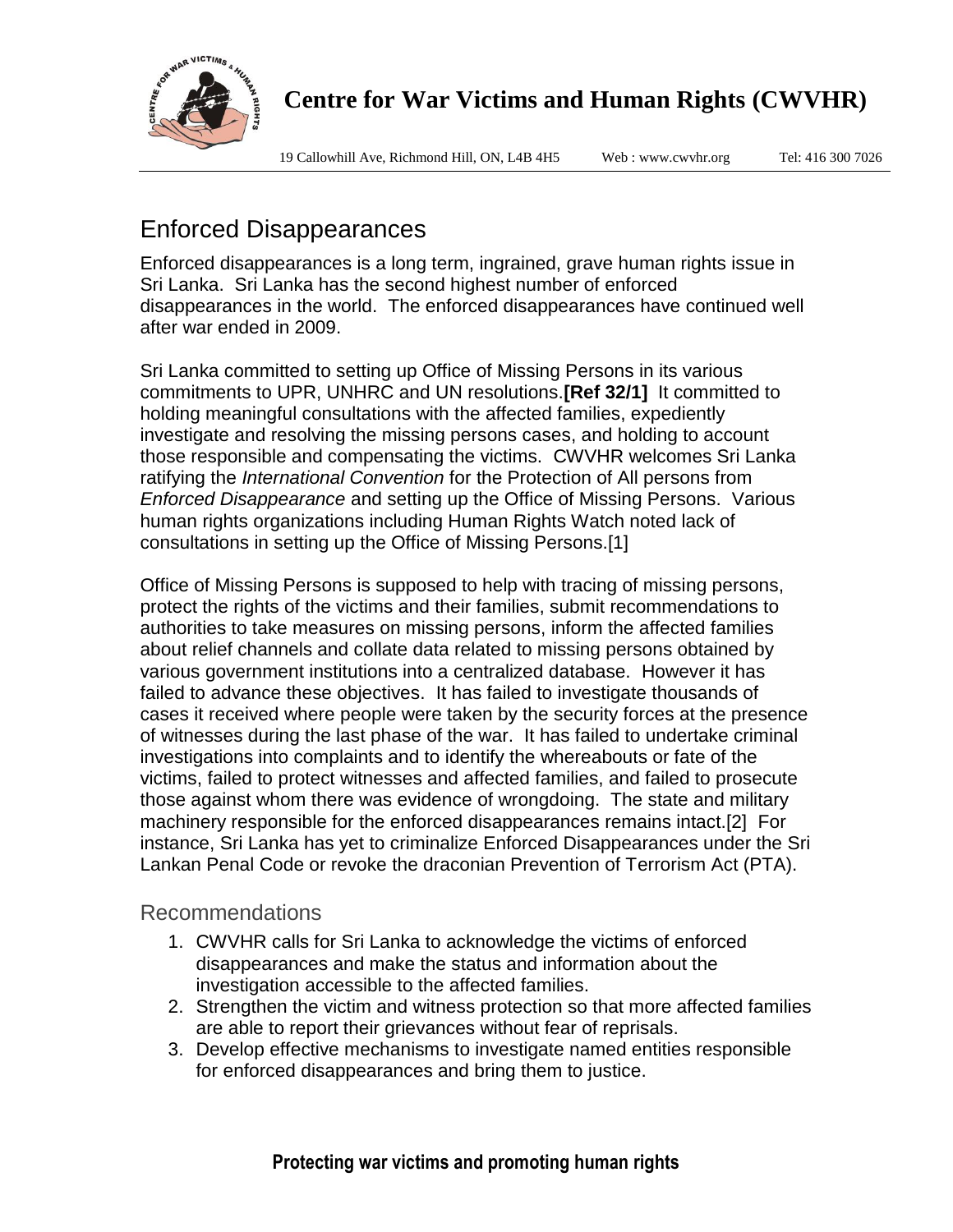# Enforced Disappearances

Enforced disappearances is a long term, ingrained, grave human rights issue in Sri Lanka. Sri Lanka has the second highest number of enforced disappearances in the world. The enforced disappearances have continued well after war ended in 2009.

Sri Lanka committed to setting up Office of Missing Persons in its various commitments to UPR, UNHRC and UN resolutions.**[Ref 32/1]** It committed to holding meaningful consultations with the affected families, expediently investigate and resolving the missing persons cases, and holding to account those responsible and compensating the victims. CWVHR welcomes Sri Lanka ratifying the *International Convention* for the Protection of All persons from *Enforced Disappearance* and setting up the Office of Missing Persons. Various human rights organizations including Human Rights Watch noted lack of consultations in setting up the Office of Missing Persons.[1]

Office of Missing Persons is supposed to help with tracing of missing persons, protect the rights of the victims and their families, submit recommendations to authorities to take measures on missing persons, inform the affected families about relief channels and collate data related to missing persons obtained by various government institutions into a centralized database. However it has failed to advance these objectives. It has failed to investigate thousands of cases it received where people were taken by the security forces at the presence of witnesses during the last phase of the war. It has failed to undertake criminal investigations into complaints and to identify the whereabouts or fate of the victims, failed to protect witnesses and affected families, and failed to prosecute those against whom there was evidence of wrongdoing. The state and military machinery responsible for the enforced disappearances remains intact.[2] For instance, Sri Lanka has yet to criminalize Enforced Disappearances under the Sri Lankan Penal Code or revoke the draconian Prevention of Terrorism Act (PTA).

## Recommendations

1. CWVHR calls for Sri Lanka to acknowledge the victims of enforced disappearances and make the status and information about the investigation accessible to the affected families.
2. Strengthen the victim and witness protection so that more affected families are able to report their grievances without fear of reprisals.
3. Develop effective mechanisms to investigate named entities responsible for enforced disappearances and bring them to justice.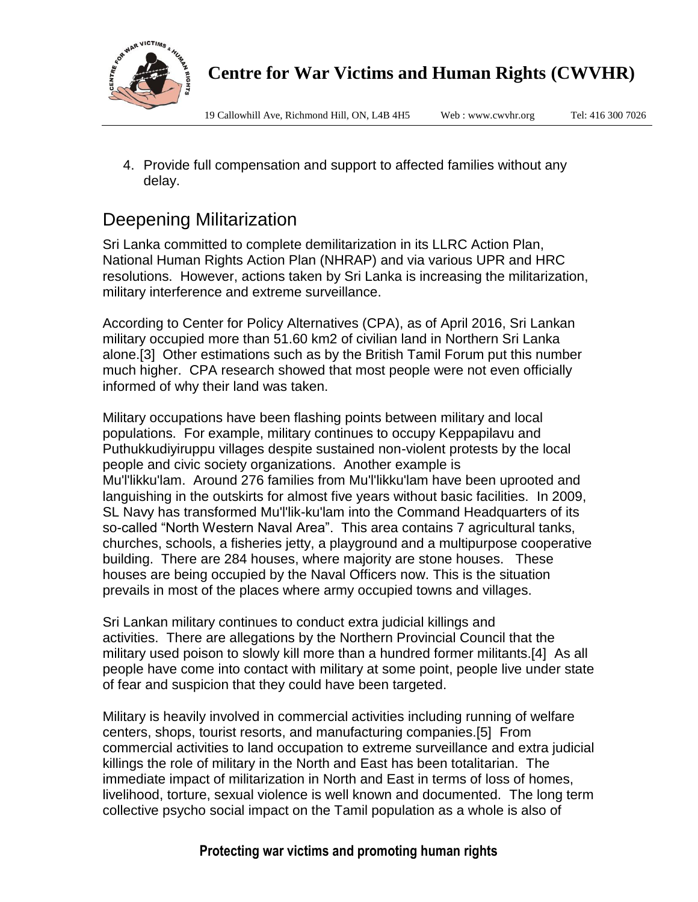4. Provide full compensation and support to affected families without any delay.

## Deepening Militarization

Sri Lanka committed to complete demilitarization in its LLRC Action Plan, National Human Rights Action Plan (NHRAP) and via various UPR and HRC resolutions. However, actions taken by Sri Lanka is increasing the militarization, military interference and extreme surveillance.

According to Center for Policy Alternatives (CPA), as of April 2016, Sri Lankan military occupied more than 51.60 km2 of civilian land in Northern Sri Lanka alone.[3] Other estimations such as by the British Tamil Forum put this number much higher. CPA research showed that most people were not even officially informed of why their land was taken.

Military occupations have been flashing points between military and local populations. For example, military continues to occupy Keppapilavu and Puthukkudiyiruppu villages despite sustained non-violent protests by the local people and civic society organizations. Another example is Mu'l'likku'lam. Around 276 families from Mu'l'likku'lam have been uprooted and languishing in the outskirts for almost five years without basic facilities. In 2009, SL Navy has transformed Mu'l'lik-ku'lam into the Command Headquarters of its so-called "North Western Naval Area". This area contains 7 agricultural tanks, churches, schools, a fisheries jetty, a playground and a multipurpose cooperative building. There are 284 houses, where majority are stone houses. These houses are being occupied by the Naval Officers now. This is the situation prevails in most of the places where army occupied towns and villages.

Sri Lankan military continues to conduct extra judicial killings and activities. There are allegations by the Northern Provincial Council that the military used poison to slowly kill more than a hundred former militants.[4] As all people have come into contact with military at some point, people live under state of fear and suspicion that they could have been targeted.

Military is heavily involved in commercial activities including running of welfare centers, shops, tourist resorts, and manufacturing companies.[5] From commercial activities to land occupation to extreme surveillance and extra judicial killings the role of military in the North and East has been totalitarian. The immediate impact of militarization in North and East in terms of loss of homes, livelihood, torture, sexual violence is well known and documented. The long term collective psycho social impact on the Tamil population as a whole is also of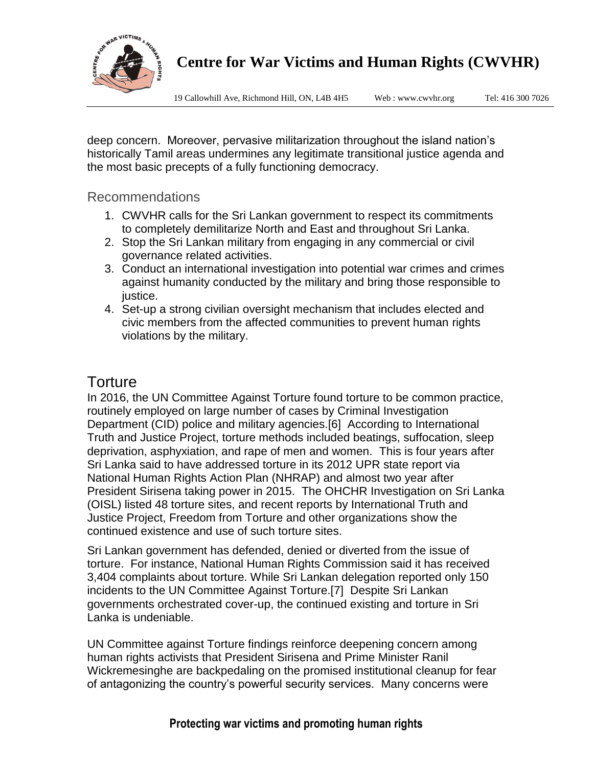deep concern. Moreover, pervasive militarization throughout the island nation's historically Tamil areas undermines any legitimate transitional justice agenda and the most basic precepts of a fully functioning democracy.

## Recommendations

1. CWVHR calls for the Sri Lankan government to respect its commitments to completely demilitarize North and East and throughout Sri Lanka.
2. Stop the Sri Lankan military from engaging in any commercial or civil governance related activities.
3. Conduct an international investigation into potential war crimes and crimes against humanity conducted by the military and bring those responsible to justice.
4. Set-up a strong civilian oversight mechanism that includes elected and civic members from the affected communities to prevent human rights violations by the military.

# Torture

In 2016, the UN Committee Against Torture found torture to be common practice, routinely employed on large number of cases by Criminal Investigation Department (CID) police and military agencies.[6] According to International Truth and Justice Project, torture methods included beatings, suffocation, sleep deprivation, asphyxiation, and rape of men and women. This is four years after Sri Lanka said to have addressed torture in its 2012 UPR state report via National Human Rights Action Plan (NHRAP) and almost two year after President Sirisena taking power in 2015. The OHCHR Investigation on Sri Lanka (OISL) listed 48 torture sites, and recent reports by International Truth and Justice Project, Freedom from Torture and other organizations show the continued existence and use of such torture sites.

Sri Lankan government has defended, denied or diverted from the issue of torture. For instance, National Human Rights Commission said it has received 3,404 complaints about torture. While Sri Lankan delegation reported only 150 incidents to the UN Committee Against Torture.[7] Despite Sri Lankan governments orchestrated cover-up, the continued existing and torture in Sri Lanka is undeniable.

UN Committee against Torture findings reinforce deepening concern among human rights activists that President Sirisena and Prime Minister Ranil Wickremesinghe are backpedaling on the promised institutional cleanup for fear of antagonizing the country's powerful security services. Many concerns were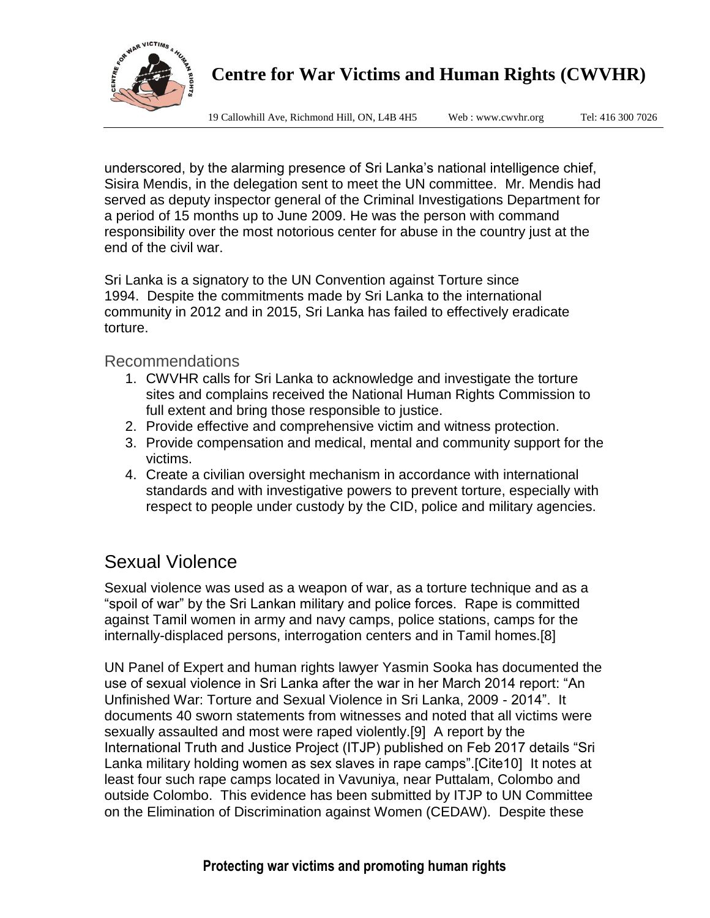underscored, by the alarming presence of Sri Lanka's national intelligence chief, Sisira Mendis, in the delegation sent to meet the UN committee.  Mr. Mendis had served as deputy inspector general of the Criminal Investigations Department for a period of 15 months up to June 2009. He was the person with command responsibility over the most notorious center for abuse in the country just at the end of the civil war.

Sri Lanka is a signatory to the UN Convention against Torture since 1994.  Despite the commitments made by Sri Lanka to the international community in 2012 and in 2015, Sri Lanka has failed to effectively eradicate torture.

### Recommendations

1. CWVHR calls for Sri Lanka to acknowledge and investigate the torture sites and complains received the National Human Rights Commission to full extent and bring those responsible to justice.
2. Provide effective and comprehensive victim and witness protection.
3. Provide compensation and medical, mental and community support for the victims.
4. Create a civilian oversight mechanism in accordance with international standards and with investigative powers to prevent torture, especially with respect to people under custody by the CID, police and military agencies.

## Sexual Violence

Sexual violence was used as a weapon of war, as a torture technique and as a "spoil of war" by the Sri Lankan military and police forces.  Rape is committed against Tamil women in army and navy camps, police stations, camps for the internally-displaced persons, interrogation centers and in Tamil homes.[8]

UN Panel of Expert and human rights lawyer Yasmin Sooka has documented the use of sexual violence in Sri Lanka after the war in her March 2014 report: "An Unfinished War: Torture and Sexual Violence in Sri Lanka, 2009 - 2014".  It documents 40 sworn statements from witnesses and noted that all victims were sexually assaulted and most were raped violently.[9]  A report by the International Truth and Justice Project (ITJP) published on Feb 2017 details "Sri Lanka military holding women as sex slaves in rape camps".[Cite10]  It notes at least four such rape camps located in Vavuniya, near Puttalam, Colombo and outside Colombo.  This evidence has been submitted by ITJP to UN Committee on the Elimination of Discrimination against Women (CEDAW).  Despite these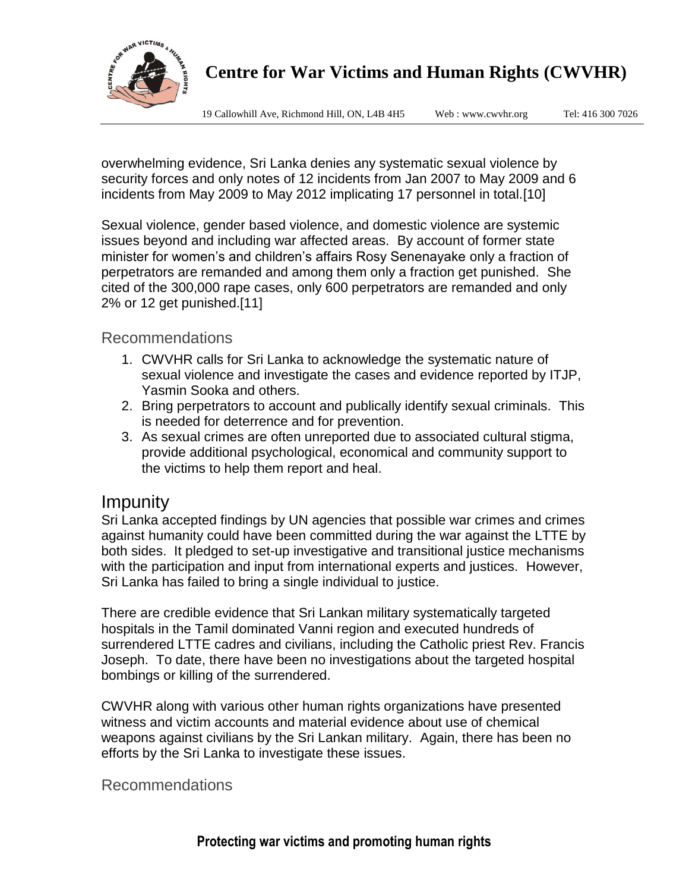overwhelming evidence, Sri Lanka denies any systematic sexual violence by security forces and only notes of 12 incidents from Jan 2007 to May 2009 and 6 incidents from May 2009 to May 2012 implicating 17 personnel in total.[10]

Sexual violence, gender based violence, and domestic violence are systemic issues beyond and including war affected areas. By account of former state minister for women's and children's affairs Rosy Senenayake only a fraction of perpetrators are remanded and among them only a fraction get punished. She cited of the 300,000 rape cases, only 600 perpetrators are remanded and only 2% or 12 get punished.[11]

### Recommendations

1. CWVHR calls for Sri Lanka to acknowledge the systematic nature of sexual violence and investigate the cases and evidence reported by ITJP, Yasmin Sooka and others.
2. Bring perpetrators to account and publically identify sexual criminals. This is needed for deterrence and for prevention.
3. As sexual crimes are often unreported due to associated cultural stigma, provide additional psychological, economical and community support to the victims to help them report and heal.

## Impunity

Sri Lanka accepted findings by UN agencies that possible war crimes and crimes against humanity could have been committed during the war against the LTTE by both sides. It pledged to set-up investigative and transitional justice mechanisms with the participation and input from international experts and justices. However, Sri Lanka has failed to bring a single individual to justice.

There are credible evidence that Sri Lankan military systematically targeted hospitals in the Tamil dominated Vanni region and executed hundreds of surrendered LTTE cadres and civilians, including the Catholic priest Rev. Francis Joseph. To date, there have been no investigations about the targeted hospital bombings or killing of the surrendered.

CWVHR along with various other human rights organizations have presented witness and victim accounts and material evidence about use of chemical weapons against civilians by the Sri Lankan military. Again, there has been no efforts by the Sri Lanka to investigate these issues.

### Recommendations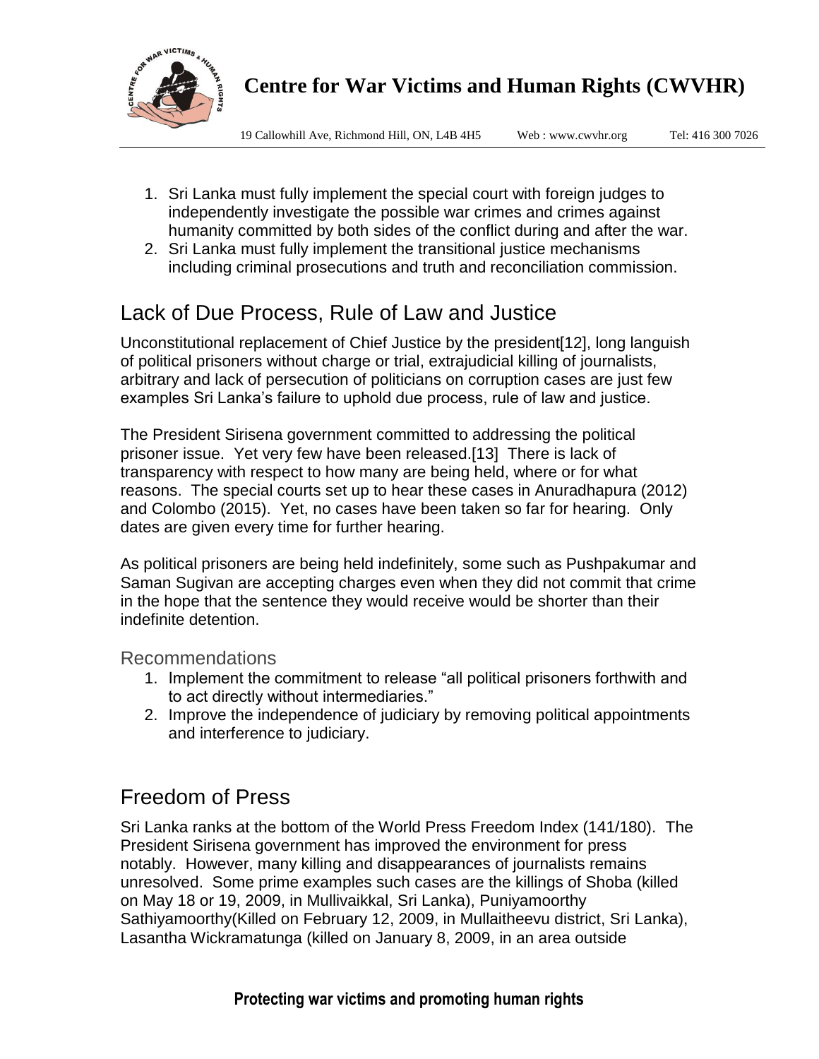1. Sri Lanka must fully implement the special court with foreign judges to independently investigate the possible war crimes and crimes against humanity committed by both sides of the conflict during and after the war.
2. Sri Lanka must fully implement the transitional justice mechanisms including criminal prosecutions and truth and reconciliation commission.

## Lack of Due Process, Rule of Law and Justice

Unconstitutional replacement of Chief Justice by the president[12], long languish of political prisoners without charge or trial, extrajudicial killing of journalists, arbitrary and lack of persecution of politicians on corruption cases are just few examples Sri Lanka's failure to uphold due process, rule of law and justice.

The President Sirisena government committed to addressing the political prisoner issue. Yet very few have been released.[13] There is lack of transparency with respect to how many are being held, where or for what reasons. The special courts set up to hear these cases in Anuradhapura (2012) and Colombo (2015). Yet, no cases have been taken so far for hearing. Only dates are given every time for further hearing.

As political prisoners are being held indefinitely, some such as Pushpakumar and Saman Sugivan are accepting charges even when they did not commit that crime in the hope that the sentence they would receive would be shorter than their indefinite detention.

### Recommendations

1. Implement the commitment to release "all political prisoners forthwith and to act directly without intermediaries."
2. Improve the independence of judiciary by removing political appointments and interference to judiciary.

## Freedom of Press

Sri Lanka ranks at the bottom of the World Press Freedom Index (141/180). The President Sirisena government has improved the environment for press notably. However, many killing and disappearances of journalists remains unresolved. Some prime examples such cases are the killings of Shoba (killed on May 18 or 19, 2009, in Mullivaikkal, Sri Lanka), Puniyamoorthy Sathiyamoorthy(Killed on February 12, 2009, in Mullaitheevu district, Sri Lanka), Lasantha Wickramatunga (killed on January 8, 2009, in an area outside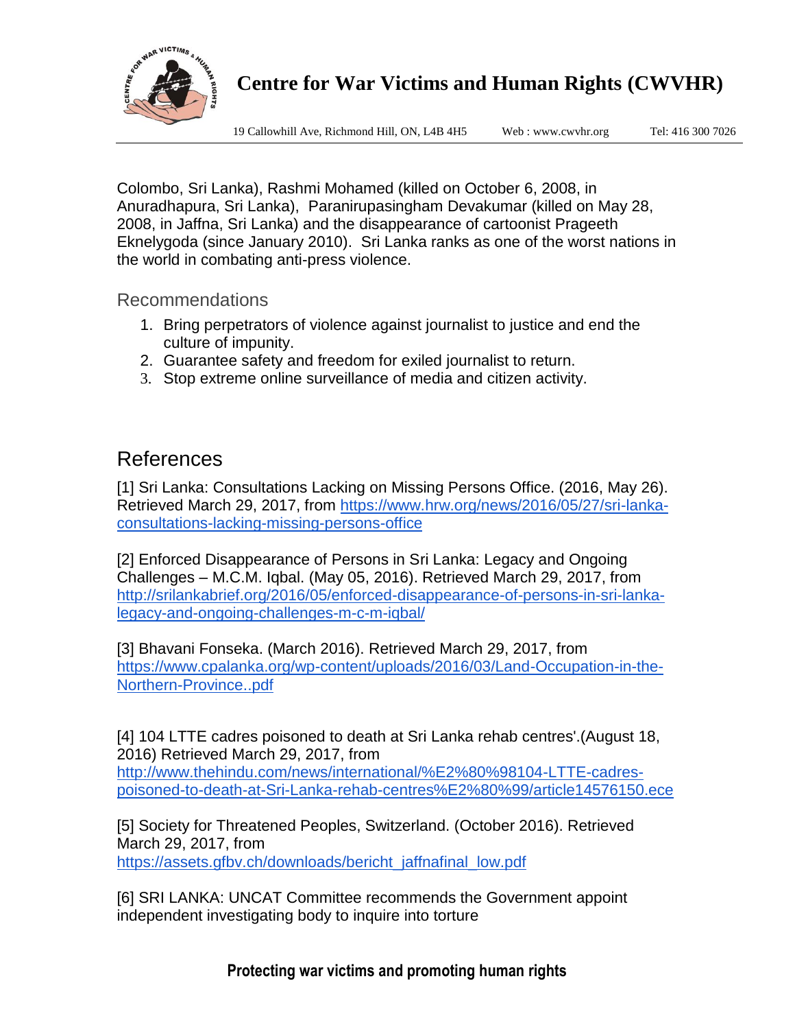Colombo, Sri Lanka), Rashmi Mohamed (killed on October 6, 2008, in Anuradhapura, Sri Lanka), Paranirupasingham Devakumar (killed on May 28, 2008, in Jaffna, Sri Lanka) and the disappearance of cartoonist Prageeth Eknelygoda (since January 2010). Sri Lanka ranks as one of the worst nations in the world in combating anti-press violence.

### Recommendations

1. Bring perpetrators of violence against journalist to justice and end the culture of impunity.
2. Guarantee safety and freedom for exiled journalist to return.
3. Stop extreme online surveillance of media and citizen activity.

## References

[1] Sri Lanka: Consultations Lacking on Missing Persons Office. (2016, May 26). Retrieved March 29, 2017, from https://www.hrw.org/news/2016/05/27/sri-lanka-consultations-lacking-missing-persons-office

[2] Enforced Disappearance of Persons in Sri Lanka: Legacy and Ongoing Challenges – M.C.M. Iqbal. (May 05, 2016). Retrieved March 29, 2017, from http://srilankabrief.org/2016/05/enforced-disappearance-of-persons-in-sri-lanka-legacy-and-ongoing-challenges-m-c-m-iqbal/

[3] Bhavani Fonseka. (March 2016). Retrieved March 29, 2017, from https://www.cpalanka.org/wp-content/uploads/2016/03/Land-Occupation-in-the-Northern-Province..pdf

[4] 104 LTTE cadres poisoned to death at Sri Lanka rehab centres'.(August 18, 2016) Retrieved March 29, 2017, from http://www.thehindu.com/news/international/%E2%80%98104-LTTE-cadres-poisoned-to-death-at-Sri-Lanka-rehab-centres%E2%80%99/article14576150.ece

[5] Society for Threatened Peoples, Switzerland. (October 2016). Retrieved March 29, 2017, from https://assets.gfbv.ch/downloads/bericht_jaffnafinal_low.pdf

[6] SRI LANKA: UNCAT Committee recommends the Government appoint independent investigating body to inquire into torture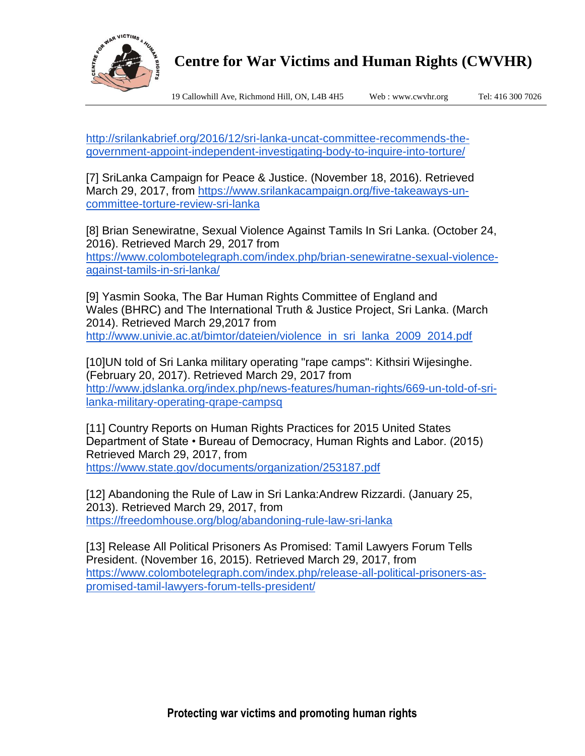http://srilankabrief.org/2016/12/sri-lanka-uncat-committee-recommends-the-government-appoint-independent-investigating-body-to-inquire-into-torture/

[7] SriLanka Campaign for Peace & Justice. (November 18, 2016). Retrieved March 29, 2017, from https://www.srilankacampaign.org/five-takeaways-un-committee-torture-review-sri-lanka

[8] Brian Senewiratne, Sexual Violence Against Tamils In Sri Lanka. (October 24, 2016). Retrieved March 29, 2017 from https://www.colombotelegraph.com/index.php/brian-senewiratne-sexual-violence-against-tamils-in-sri-lanka/

[9] Yasmin Sooka, The Bar Human Rights Committee of England and Wales (BHRC) and The International Truth & Justice Project, Sri Lanka. (March 2014). Retrieved March 29,2017 from http://www.univie.ac.at/bimtor/dateien/violence_in_sri_lanka_2009_2014.pdf

[10]UN told of Sri Lanka military operating "rape camps": Kithsiri Wijesinghe. (February 20, 2017). Retrieved March 29, 2017 from http://www.jdslanka.org/index.php/news-features/human-rights/669-un-told-of-sri-lanka-military-operating-qrape-campsq

[11] Country Reports on Human Rights Practices for 2015 United States Department of State • Bureau of Democracy, Human Rights and Labor. (2015) Retrieved March 29, 2017, from https://www.state.gov/documents/organization/253187.pdf

[12] Abandoning the Rule of Law in Sri Lanka:Andrew Rizzardi. (January 25, 2013). Retrieved March 29, 2017, from https://freedomhouse.org/blog/abandoning-rule-law-sri-lanka

[13] Release All Political Prisoners As Promised: Tamil Lawyers Forum Tells President. (November 16, 2015). Retrieved March 29, 2017, from https://www.colombotelegraph.com/index.php/release-all-political-prisoners-as-promised-tamil-lawyers-forum-tells-president/